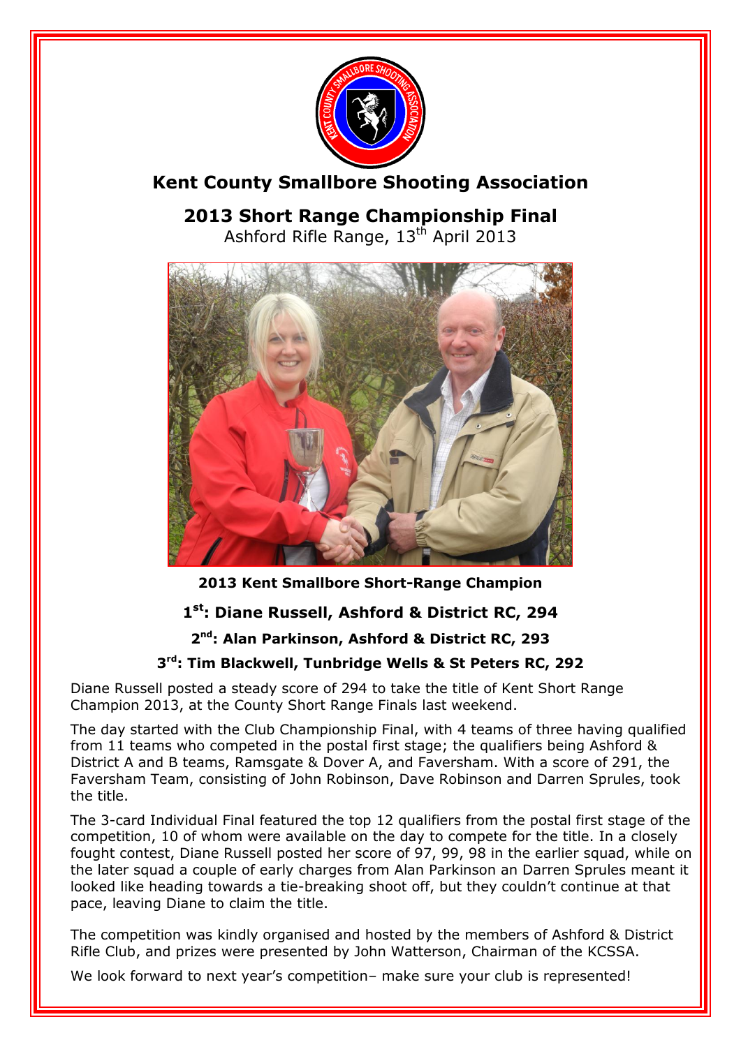# Kent County Smallbore Shooting Association

## 2013 Short Range Championship Final

Ashford Rifle Range, 13th April 2013

**2013 Kent Smallbore Short-Range Champion**

### 1st: Diane Russell, Ashford & District RC, 294

**2nd: Alan Parkinson, Ashford & District RC, 293**

**3rd: Tim Blackwell, Tunbridge Wells & St Peters RC, 292**

Diane Russell posted a steady score of 294 to take the title of Kent Short Range Champion 2013, at the County Short Range Finals last weekend.

The day started with the Club Championship Final, with 4 teams of three having qualified from 11 teams who competed in the postal first stage; the qualifiers being Ashford & District A and B teams, Ramsgate & Dover A, and Faversham. With a score of 291, the Faversham Team, consisting of John Robinson, Dave Robinson and Darren Sprules, took the title.

The 3-card Individual Final featured the top 12 qualifiers from the postal first stage of the competition, 10 of whom were available on the day to compete for the title. In a closely fought contest, Diane Russell posted her score of 97, 99, 98 in the earlier squad, while on the later squad a couple of early charges from Alan Parkinson an Darren Sprules meant it looked like heading towards a tie-breaking shoot off, but they couldn't continue at that pace, leaving Diane to claim the title.

The competition was kindly organised and hosted by the members of Ashford & District Rifle Club, and prizes were presented by John Watterson, Chairman of the KCSSA.

We look forward to next year's competition– make sure your club is represented!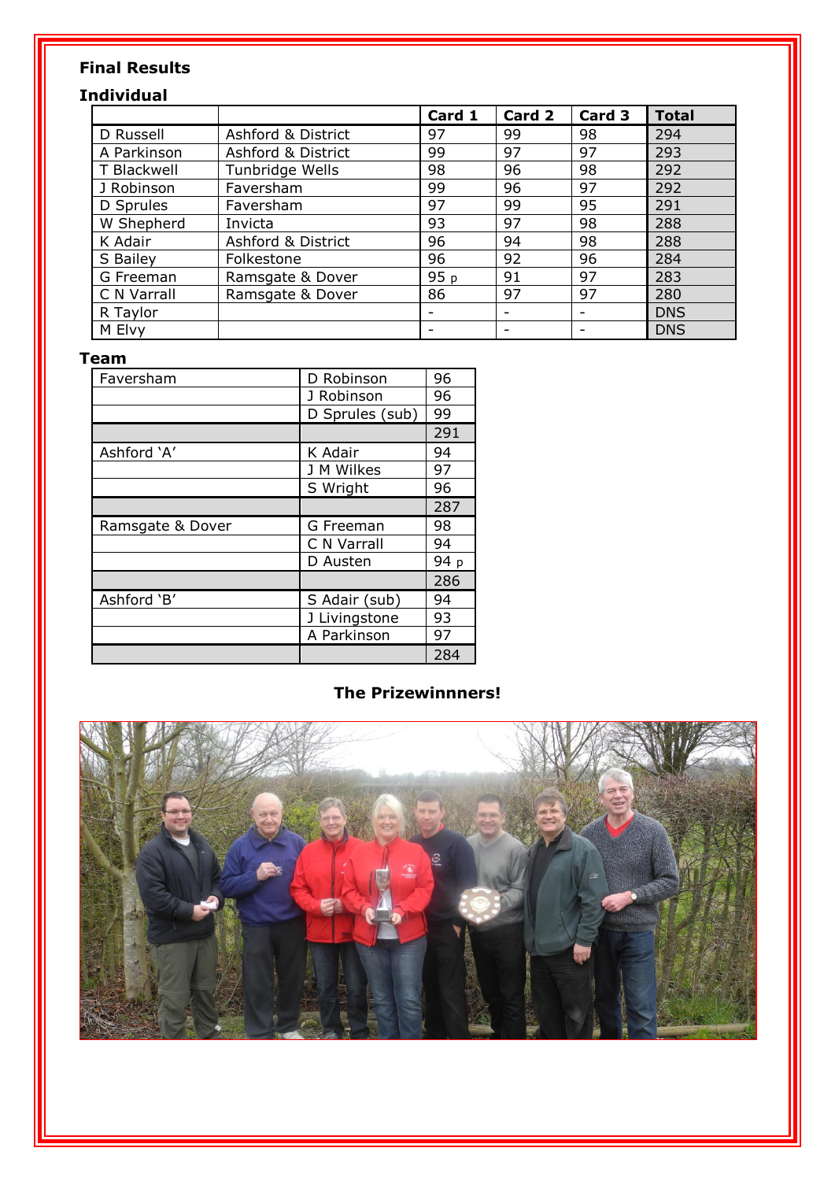## Final Results

### Individual

| | | Card 1 | Card 2 | Card 3 | Total |
|---|---|---|---|---|---|
| D Russell | Ashford & District | 97 | 99 | 98 | 294 |
| A Parkinson | Ashford & District | 99 | 97 | 97 | 293 |
| T Blackwell | Tunbridge Wells | 98 | 96 | 98 | 292 |
| J Robinson | Faversham | 99 | 96 | 97 | 292 |
| D Sprules | Faversham | 97 | 99 | 95 | 291 |
| W Shepherd | Invicta | 93 | 97 | 98 | 288 |
| K Adair | Ashford & District | 96 | 94 | 98 | 288 |
| S Bailey | Folkestone | 96 | 92 | 96 | 284 |
| G Freeman | Ramsgate & Dover | 95 p | 91 | 97 | 283 |
| C N Varrall | Ramsgate & Dover | 86 | 97 | 97 | 280 |
| R Taylor | | - | - | - | DNS |
| M Elvy | | - | - | - | DNS |

### Team

| | | |
|---|---|---|
| Faversham | D Robinson | 96 |
| | J Robinson | 96 |
| | D Sprules (sub) | 99 |
| | | 291 |
| Ashford 'A' | K Adair | 94 |
| | J M Wilkes | 97 |
| | S Wright | 96 |
| | | 287 |
| Ramsgate & Dover | G Freeman | 98 |
| | C N Varrall | 94 |
| | D Austen | 94 p |
| | | 286 |
| Ashford 'B' | S Adair (sub) | 94 |
| | J Livingstone | 93 |
| | A Parkinson | 97 |
| | | 284 |

**The Prizewinnners!**